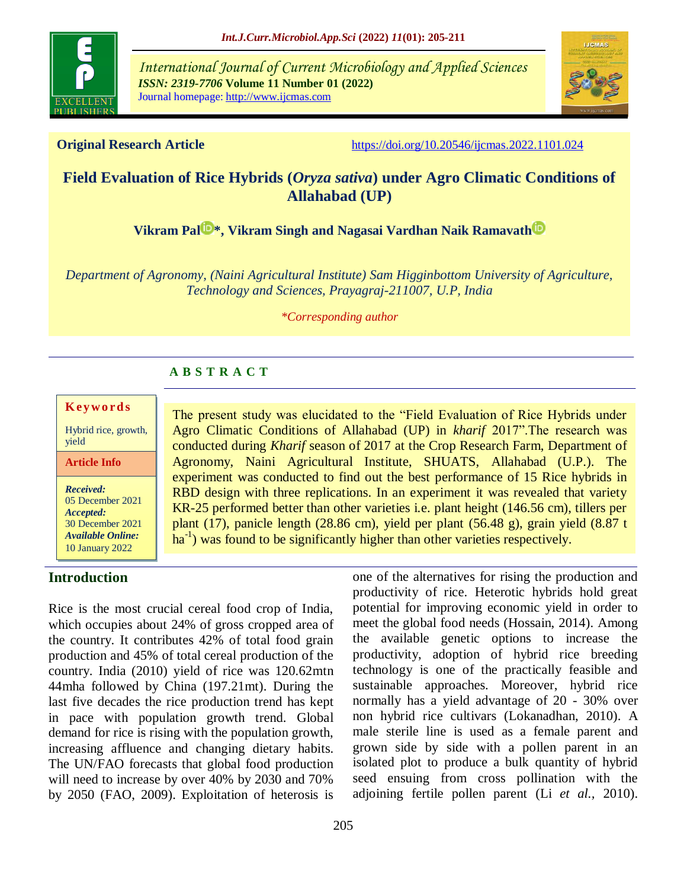**Original Research Article** https://doi.org/10.20546/ijcmas.2022.1101.024

# Field Evaluation of Rice Hybrids (*Oryza sativa*) under Agro Climatic Conditions of Allahabad (UP)

**Vikram Pal*, Vikram Singh and Nagasai Vardhan Naik Ramavath**

*Department of Agronomy, (Naini Agricultural Institute) Sam Higginbottom University of Agriculture, Technology and Sciences, Prayagraj-211007, U.P, India*

**Corresponding author*

## A B S T R A C T

**Keywords**

Hybrid rice, growth, yield

**Article Info**

*Received:* 05 December 2021
*Accepted:* 30 December 2021
*Available Online:* 10 January 2022

The present study was elucidated to the "Field Evaluation of Rice Hybrids under Agro Climatic Conditions of Allahabad (UP) in *kharif* 2017".The research was conducted during *Kharif* season of 2017 at the Crop Research Farm, Department of Agronomy, Naini Agricultural Institute, SHUATS, Allahabad (U.P.). The experiment was conducted to find out the best performance of 15 Rice hybrids in RBD design with three replications. In an experiment it was revealed that variety KR-25 performed better than other varieties i.e. plant height (146.56 cm), tillers per plant (17), panicle length (28.86 cm), yield per plant (56.48 g), grain yield (8.87 t ha$^{-1}$) was found to be significantly higher than other varieties respectively.

## Introduction

Rice is the most crucial cereal food crop of India, which occupies about 24% of gross cropped area of the country. It contributes 42% of total food grain production and 45% of total cereal production of the country. India (2010) yield of rice was 120.62mtn 44mha followed by China (197.21mt). During the last five decades the rice production trend has kept in pace with population growth trend. Global demand for rice is rising with the population growth, increasing affluence and changing dietary habits. The UN/FAO forecasts that global food production will need to increase by over 40% by 2030 and 70% by 2050 (FAO, 2009). Exploitation of heterosis is one of the alternatives for rising the production and productivity of rice. Heterotic hybrids hold great potential for improving economic yield in order to meet the global food needs (Hossain, 2014). Among the available genetic options to increase the productivity, adoption of hybrid rice breeding technology is one of the practically feasible and sustainable approaches. Moreover, hybrid rice normally has a yield advantage of 20 - 30% over non hybrid rice cultivars (Lokanadhan, 2010). A male sterile line is used as a female parent and grown side by side with a pollen parent in an isolated plot to produce a bulk quantity of hybrid seed ensuing from cross pollination with the adjoining fertile pollen parent (Li *et al.,* 2010).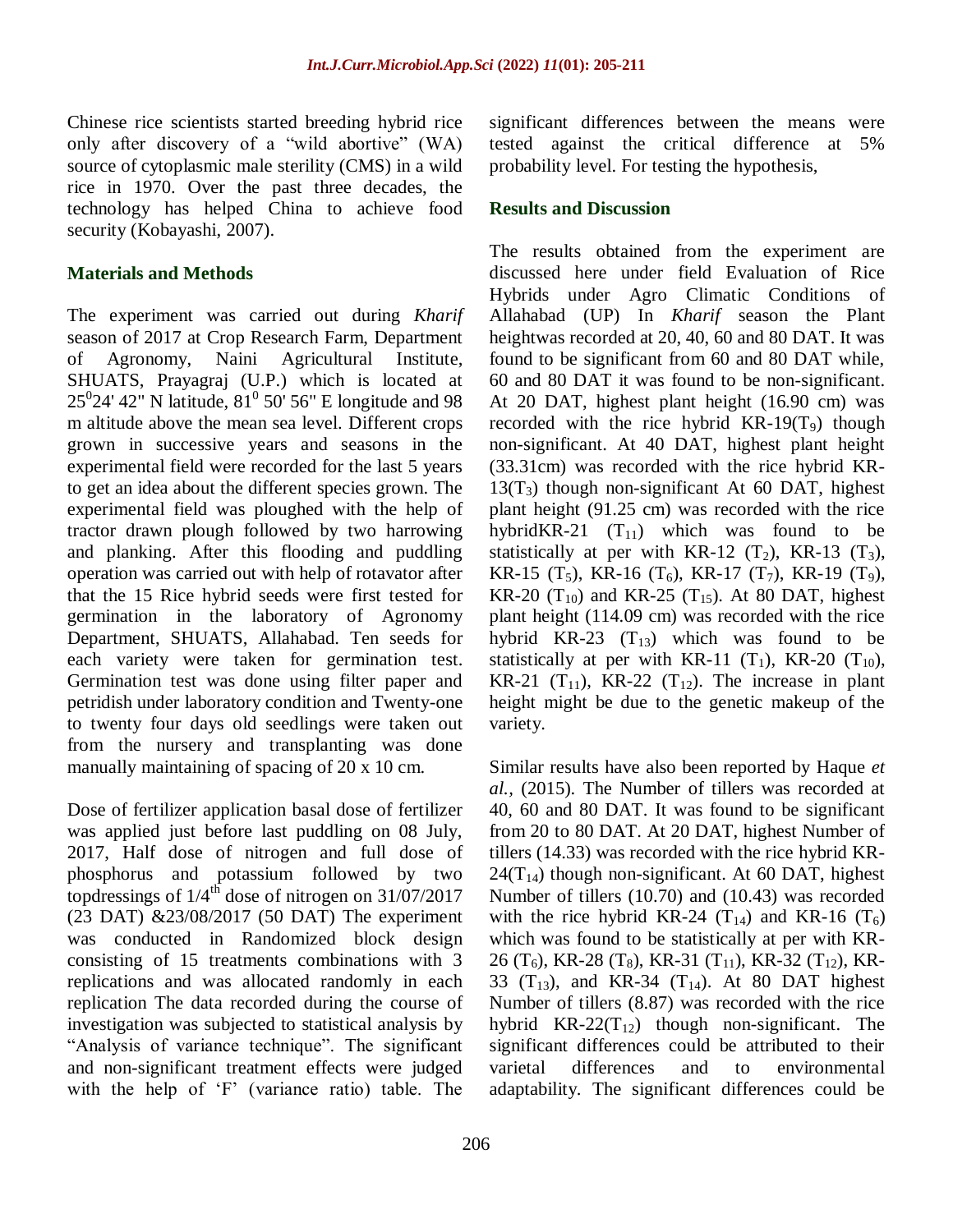Chinese rice scientists started breeding hybrid rice only after discovery of a "wild abortive" (WA) source of cytoplasmic male sterility (CMS) in a wild rice in 1970. Over the past three decades, the technology has helped China to achieve food security (Kobayashi, 2007).

## Materials and Methods

The experiment was carried out during *Kharif* season of 2017 at Crop Research Farm, Department of Agronomy, Naini Agricultural Institute, SHUATS, Prayagraj (U.P.) which is located at $25^0$24' 42" N latitude, $81^0$ 50' 56" E longitude and 98 m altitude above the mean sea level. Different crops grown in successive years and seasons in the experimental field were recorded for the last 5 years to get an idea about the different species grown. The experimental field was ploughed with the help of tractor drawn plough followed by two harrowing and planking. After this flooding and puddling operation was carried out with help of rotavator after that the 15 Rice hybrid seeds were first tested for germination in the laboratory of Agronomy Department, SHUATS, Allahabad. Ten seeds for each variety were taken for germination test. Germination test was done using filter paper and petridish under laboratory condition and Twenty-one to twenty four days old seedlings were taken out from the nursery and transplanting was done manually maintaining of spacing of 20 x 10 cm.

Dose of fertilizer application basal dose of fertilizer was applied just before last puddling on 08 July, 2017, Half dose of nitrogen and full dose of phosphorus and potassium followed by two topdressings of $1/4^{th}$ dose of nitrogen on 31/07/2017 (23 DAT) &23/08/2017 (50 DAT) The experiment was conducted in Randomized block design consisting of 15 treatments combinations with 3 replications and was allocated randomly in each replication The data recorded during the course of investigation was subjected to statistical analysis by "Analysis of variance technique". The significant and non-significant treatment effects were judged with the help of 'F' (variance ratio) table. The significant differences between the means were tested against the critical difference at 5% probability level. For testing the hypothesis,

## Results and Discussion

The results obtained from the experiment are discussed here under field Evaluation of Rice Hybrids under Agro Climatic Conditions of Allahabad (UP) In *Kharif* season the Plant heightwas recorded at 20, 40, 60 and 80 DAT. It was found to be significant from 60 and 80 DAT while, 60 and 80 DAT it was found to be non-significant. At 20 DAT, highest plant height (16.90 cm) was recorded with the rice hybrid KR-19($T_9$) though non-significant. At 40 DAT, highest plant height (33.31cm) was recorded with the rice hybrid KR-13($T_3$) though non-significant At 60 DAT, highest plant height (91.25 cm) was recorded with the rice hybridKR-21 ($T_{11}$) which was found to be statistically at per with KR-12 ($T_2$), KR-13 ($T_3$), KR-15 ($T_5$), KR-16 ($T_6$), KR-17 ($T_7$), KR-19 ($T_9$), KR-20 ($T_{10}$) and KR-25 ($T_{15}$). At 80 DAT, highest plant height (114.09 cm) was recorded with the rice hybrid KR-23 ($T_{13}$) which was found to be statistically at per with KR-11 ($T_1$), KR-20 ($T_{10}$), KR-21 ($T_{11}$), KR-22 ($T_{12}$). The increase in plant height might be due to the genetic makeup of the variety.

Similar results have also been reported by Haque *et al.,* (2015). The Number of tillers was recorded at 40, 60 and 80 DAT. It was found to be significant from 20 to 80 DAT. At 20 DAT, highest Number of tillers (14.33) was recorded with the rice hybrid KR-24($T_{14}$) though non-significant. At 60 DAT, highest Number of tillers (10.70) and (10.43) was recorded with the rice hybrid KR-24 ($T_{14}$) and KR-16 ($T_6$) which was found to be statistically at per with KR-26 ($T_6$), KR-28 ($T_8$), KR-31 ($T_{11}$), KR-32 ($T_{12}$), KR-33 ($T_{13}$), and KR-34 ($T_{14}$). At 80 DAT highest Number of tillers (8.87) was recorded with the rice hybrid KR-22($T_{12}$) though non-significant. The significant differences could be attributed to their varietal differences and to environmental adaptability. The significant differences could be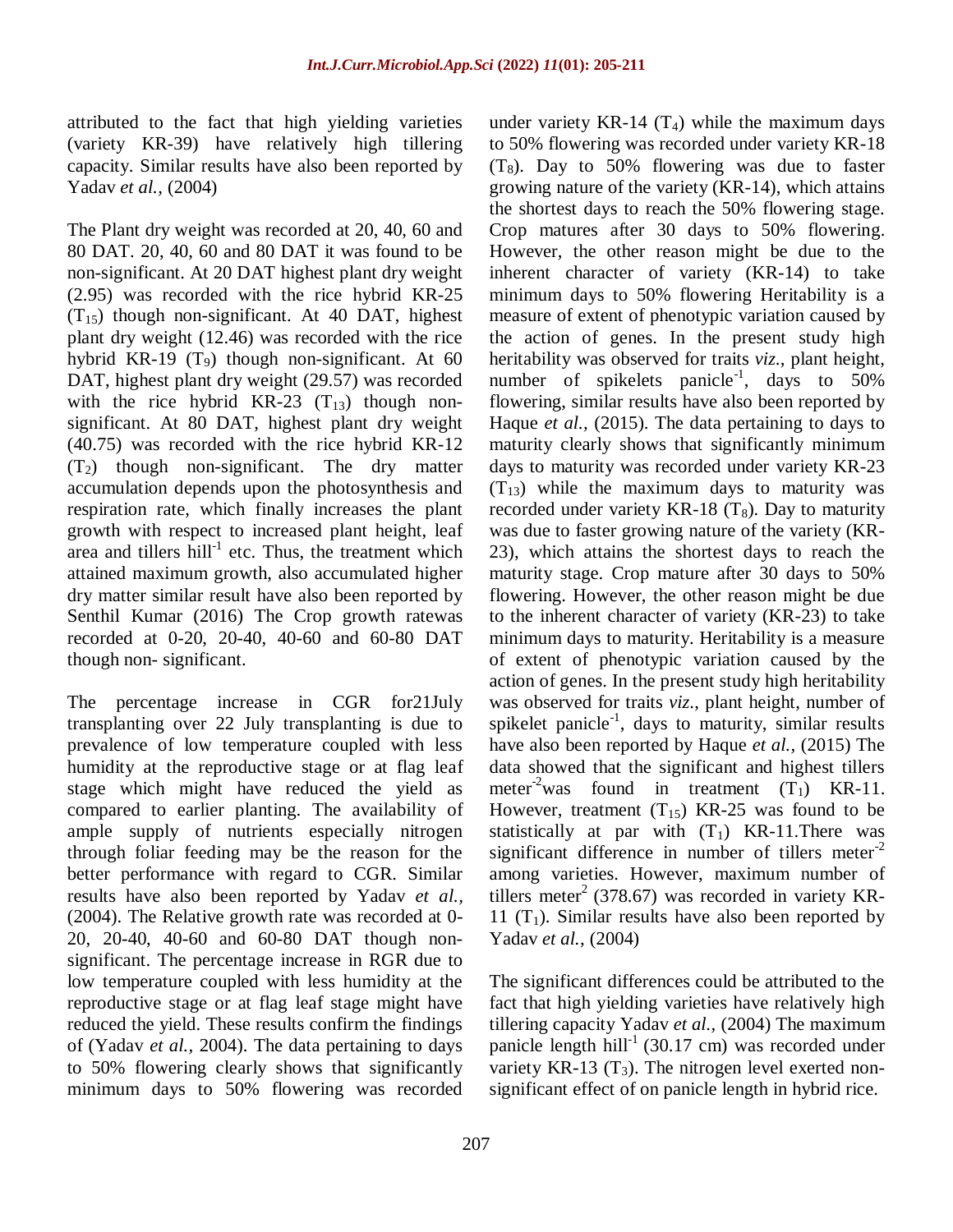attributed to the fact that high yielding varieties (variety KR-39) have relatively high tillering capacity. Similar results have also been reported by Yadav *et al.,* (2004)

The Plant dry weight was recorded at 20, 40, 60 and 80 DAT. 20, 40, 60 and 80 DAT it was found to be non-significant. At 20 DAT highest plant dry weight (2.95) was recorded with the rice hybrid KR-25 ($T_{15}$) though non-significant. At 40 DAT, highest plant dry weight (12.46) was recorded with the rice hybrid KR-19 ($T_9$) though non-significant. At 60 DAT, highest plant dry weight (29.57) was recorded with the rice hybrid KR-23 ($T_{13}$) though non-significant. At 80 DAT, highest plant dry weight (40.75) was recorded with the rice hybrid KR-12 ($T_2$) though non-significant. The dry matter accumulation depends upon the photosynthesis and respiration rate, which finally increases the plant growth with respect to increased plant height, leaf area and tillers hill$^{-1}$ etc. Thus, the treatment which attained maximum growth, also accumulated higher dry matter similar result have also been reported by Senthil Kumar (2016) The Crop growth ratewas recorded at 0-20, 20-40, 40-60 and 60-80 DAT though non- significant.

The percentage increase in CGR for21July transplanting over 22 July transplanting is due to prevalence of low temperature coupled with less humidity at the reproductive stage or at flag leaf stage which might have reduced the yield as compared to earlier planting. The availability of ample supply of nutrients especially nitrogen through foliar feeding may be the reason for the better performance with regard to CGR. Similar results have also been reported by Yadav *et al.,* (2004). The Relative growth rate was recorded at 0-20, 20-40, 40-60 and 60-80 DAT though non-significant. The percentage increase in RGR due to low temperature coupled with less humidity at the reproductive stage or at flag leaf stage might have reduced the yield. These results confirm the findings of (Yadav *et al.,* 2004). The data pertaining to days to 50% flowering clearly shows that significantly minimum days to 50% flowering was recorded under variety KR-14 ($T_4$) while the maximum days to 50% flowering was recorded under variety KR-18 ($T_8$). Day to 50% flowering was due to faster growing nature of the variety (KR-14), which attains the shortest days to reach the 50% flowering stage. Crop matures after 30 days to 50% flowering. However, the other reason might be due to the inherent character of variety (KR-14) to take minimum days to 50% flowering Heritability is a measure of extent of phenotypic variation caused by the action of genes. In the present study high heritability was observed for traits *viz*., plant height, number of spikelets panicle$^{-1}$, days to 50% flowering, similar results have also been reported by Haque *et al.,* (2015). The data pertaining to days to maturity clearly shows that significantly minimum days to maturity was recorded under variety KR-23 ($T_{13}$) while the maximum days to maturity was recorded under variety KR-18 ($T_8$). Day to maturity was due to faster growing nature of the variety (KR-23), which attains the shortest days to reach the maturity stage. Crop mature after 30 days to 50% flowering. However, the other reason might be due to the inherent character of variety (KR-23) to take minimum days to maturity. Heritability is a measure of extent of phenotypic variation caused by the action of genes. In the present study high heritability was observed for traits *viz*., plant height, number of spikelet panicle$^{-1}$, days to maturity, similar results have also been reported by Haque *et al.,* (2015) The data showed that the significant and highest tillers meter$^{-2}$was found in treatment ($T_1$) KR-11. However, treatment ($T_{15}$) KR-25 was found to be statistically at par with ($T_1$) KR-11.There was significant difference in number of tillers meter$^{-2}$ among varieties. However, maximum number of tillers meter$^2$ (378.67) was recorded in variety KR-11 ($T_1$). Similar results have also been reported by Yadav *et al.,* (2004)

The significant differences could be attributed to the fact that high yielding varieties have relatively high tillering capacity Yadav *et al.,* (2004) The maximum panicle length hill$^{-1}$ (30.17 cm) was recorded under variety KR-13 ($T_3$). The nitrogen level exerted non-significant effect of on panicle length in hybrid rice.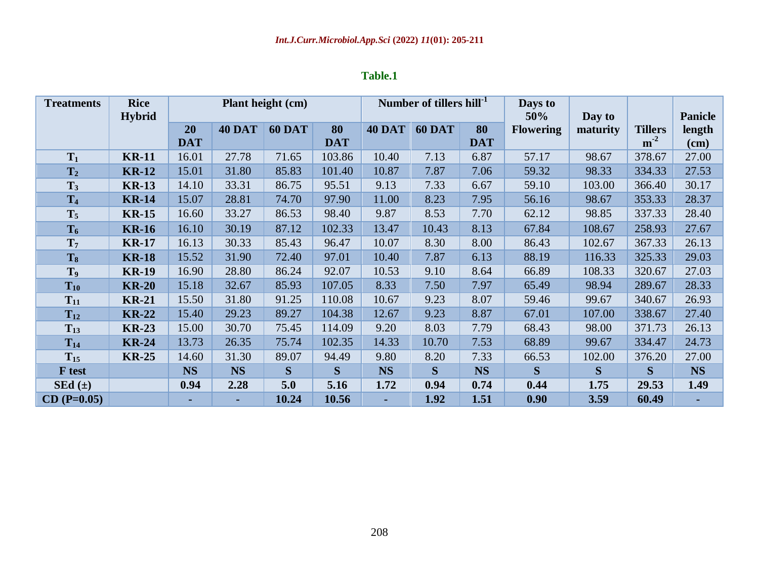**Table.1**

| Treatments | Rice Hybrid | Plant height (cm) | | | | Number of tillers $hill^{-1}$ | | | Days to 50% Flowering | Day to maturity | Tillers $m^{-2}$ | Panicle length (cm) |
|---|---|---|---|---|---|---|---|---|---|---|---|---|
| | | 20 DAT | 40 DAT | 60 DAT | 80 DAT | 40 DAT | 60 DAT | 80 DAT | | | | |
| $T_1$ | KR-11 | 16.01 | 27.78 | 71.65 | 103.86 | 10.40 | 7.13 | 6.87 | 57.17 | 98.67 | 378.67 | 27.00 |
| $T_2$ | KR-12 | 15.01 | 31.80 | 85.83 | 101.40 | 10.87 | 7.87 | 7.06 | 59.32 | 98.33 | 334.33 | 27.53 |
| $T_3$ | KR-13 | 14.10 | 33.31 | 86.75 | 95.51 | 9.13 | 7.33 | 6.67 | 59.10 | 103.00 | 366.40 | 30.17 |
| $T_4$ | KR-14 | 15.07 | 28.81 | 74.70 | 97.90 | 11.00 | 8.23 | 7.95 | 56.16 | 98.67 | 353.33 | 28.37 |
| $T_5$ | KR-15 | 16.60 | 33.27 | 86.53 | 98.40 | 9.87 | 8.53 | 7.70 | 62.12 | 98.85 | 337.33 | 28.40 |
| $T_6$ | KR-16 | 16.10 | 30.19 | 87.12 | 102.33 | 13.47 | 10.43 | 8.13 | 67.84 | 108.67 | 258.93 | 27.67 |
| $T_7$ | KR-17 | 16.13 | 30.33 | 85.43 | 96.47 | 10.07 | 8.30 | 8.00 | 86.43 | 102.67 | 367.33 | 26.13 |
| $T_8$ | KR-18 | 15.52 | 31.90 | 72.40 | 97.01 | 10.40 | 7.87 | 6.13 | 88.19 | 116.33 | 325.33 | 29.03 |
| $T_9$ | KR-19 | 16.90 | 28.80 | 86.24 | 92.07 | 10.53 | 9.10 | 8.64 | 66.89 | 108.33 | 320.67 | 27.03 |
| $T_{10}$ | KR-20 | 15.18 | 32.67 | 85.93 | 107.05 | 8.33 | 7.50 | 7.97 | 65.49 | 98.94 | 289.67 | 28.33 |
| $T_{11}$ | KR-21 | 15.50 | 31.80 | 91.25 | 110.08 | 10.67 | 9.23 | 8.07 | 59.46 | 99.67 | 340.67 | 26.93 |
| $T_{12}$ | KR-22 | 15.40 | 29.23 | 89.27 | 104.38 | 12.67 | 9.23 | 8.87 | 67.01 | 107.00 | 338.67 | 27.40 |
| $T_{13}$ | KR-23 | 15.00 | 30.70 | 75.45 | 114.09 | 9.20 | 8.03 | 7.79 | 68.43 | 98.00 | 371.73 | 26.13 |
| $T_{14}$ | KR-24 | 13.73 | 26.35 | 75.74 | 102.35 | 14.33 | 10.70 | 7.53 | 68.89 | 99.67 | 334.47 | 24.73 |
| $T_{15}$ | KR-25 | 14.60 | 31.30 | 89.07 | 94.49 | 9.80 | 8.20 | 7.33 | 66.53 | 102.00 | 376.20 | 27.00 |
| F test | | NS | NS | S | S | NS | S | NS | S | S | S | NS |
| SEd (±) | | 0.94 | 2.28 | 5.0 | 5.16 | 1.72 | 0.94 | 0.74 | 0.44 | 1.75 | 29.53 | 1.49 |
| CD (P=0.05) | | - | - | 10.24 | 10.56 | - | 1.92 | 1.51 | 0.90 | 3.59 | 60.49 | - |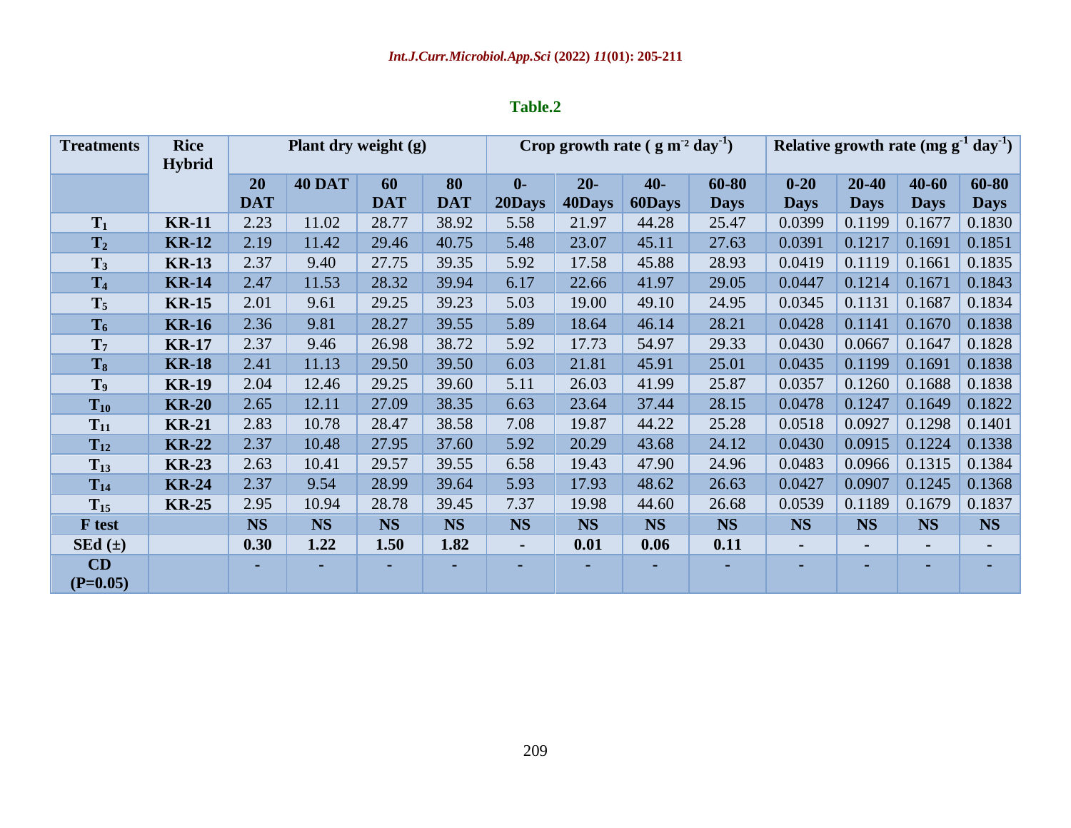**Table.2**

| Treatments | Rice Hybrid | Plant dry weight (g) | | | | Crop growth rate ( g $m^{-2}$ $day^{-1}$) | | | | Relative growth rate (mg $g^{-1}$ $day^{-1}$) | | | |
|---|---|---|---|---|---|---|---|---|---|---|---|---|---|
| | | 20 DAT | 40 DAT | 60 DAT | 80 DAT | 0-20Days | 20-40Days | 40-60Days | 60-80 Days | 0-20 Days | 20-40 Days | 40-60 Days | 60-80 Days |
| $T_1$ | KR-11 | 2.23 | 11.02 | 28.77 | 38.92 | 5.58 | 21.97 | 44.28 | 25.47 | 0.0399 | 0.1199 | 0.1677 | 0.1830 |
| $T_2$ | KR-12 | 2.19 | 11.42 | 29.46 | 40.75 | 5.48 | 23.07 | 45.11 | 27.63 | 0.0391 | 0.1217 | 0.1691 | 0.1851 |
| $T_3$ | KR-13 | 2.37 | 9.40 | 27.75 | 39.35 | 5.92 | 17.58 | 45.88 | 28.93 | 0.0419 | 0.1119 | 0.1661 | 0.1835 |
| $T_4$ | KR-14 | 2.47 | 11.53 | 28.32 | 39.94 | 6.17 | 22.66 | 41.97 | 29.05 | 0.0447 | 0.1214 | 0.1671 | 0.1843 |
| $T_5$ | KR-15 | 2.01 | 9.61 | 29.25 | 39.23 | 5.03 | 19.00 | 49.10 | 24.95 | 0.0345 | 0.1131 | 0.1687 | 0.1834 |
| $T_6$ | KR-16 | 2.36 | 9.81 | 28.27 | 39.55 | 5.89 | 18.64 | 46.14 | 28.21 | 0.0428 | 0.1141 | 0.1670 | 0.1838 |
| $T_7$ | KR-17 | 2.37 | 9.46 | 26.98 | 38.72 | 5.92 | 17.73 | 54.97 | 29.33 | 0.0430 | 0.0667 | 0.1647 | 0.1828 |
| $T_8$ | KR-18 | 2.41 | 11.13 | 29.50 | 39.50 | 6.03 | 21.81 | 45.91 | 25.01 | 0.0435 | 0.1199 | 0.1691 | 0.1838 |
| $T_9$ | KR-19 | 2.04 | 12.46 | 29.25 | 39.60 | 5.11 | 26.03 | 41.99 | 25.87 | 0.0357 | 0.1260 | 0.1688 | 0.1838 |
| $T_{10}$ | KR-20 | 2.65 | 12.11 | 27.09 | 38.35 | 6.63 | 23.64 | 37.44 | 28.15 | 0.0478 | 0.1247 | 0.1649 | 0.1822 |
| $T_{11}$ | KR-21 | 2.83 | 10.78 | 28.47 | 38.58 | 7.08 | 19.87 | 44.22 | 25.28 | 0.0518 | 0.0927 | 0.1298 | 0.1401 |
| $T_{12}$ | KR-22 | 2.37 | 10.48 | 27.95 | 37.60 | 5.92 | 20.29 | 43.68 | 24.12 | 0.0430 | 0.0915 | 0.1224 | 0.1338 |
| $T_{13}$ | KR-23 | 2.63 | 10.41 | 29.57 | 39.55 | 6.58 | 19.43 | 47.90 | 24.96 | 0.0483 | 0.0966 | 0.1315 | 0.1384 |
| $T_{14}$ | KR-24 | 2.37 | 9.54 | 28.99 | 39.64 | 5.93 | 17.93 | 48.62 | 26.63 | 0.0427 | 0.0907 | 0.1245 | 0.1368 |
| $T_{15}$ | KR-25 | 2.95 | 10.94 | 28.78 | 39.45 | 7.37 | 19.98 | 44.60 | 26.68 | 0.0539 | 0.1189 | 0.1679 | 0.1837 |
| F test | | NS | NS | NS | NS | NS | NS | NS | NS | NS | NS | NS | NS |
| SEd (±) | | 0.30 | 1.22 | 1.50 | 1.82 | - | 0.01 | 0.06 | 0.11 | - | - | - | - |
| CD (P=0.05) | | - | - | - | - | - | - | - | - | - | - | - | - |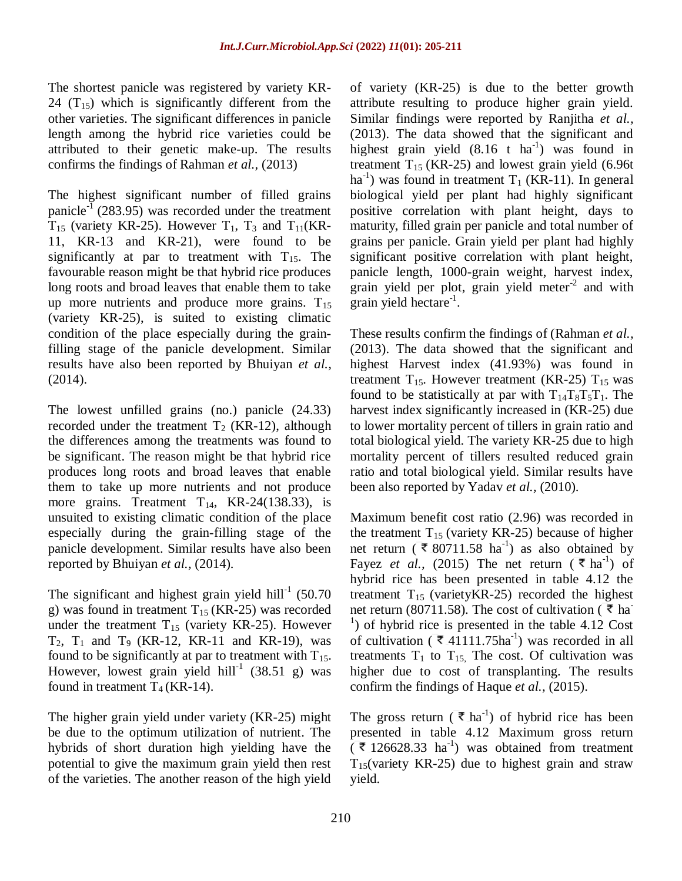The shortest panicle was registered by variety KR-24 ($T_{15}$) which is significantly different from the other varieties. The significant differences in panicle length among the hybrid rice varieties could be attributed to their genetic make-up. The results confirms the findings of Rahman *et al.,* (2013)

The highest significant number of filled grains panicle$^{-1}$ (283.95) was recorded under the treatment $T_{15}$ (variety KR-25). However $T_1$, $T_3$ and $T_{11}$(KR-11, KR-13 and KR-21), were found to be significantly at par to treatment with $T_{15}$. The favourable reason might be that hybrid rice produces long roots and broad leaves that enable them to take up more nutrients and produce more grains. $T_{15}$ (variety KR-25), is suited to existing climatic condition of the place especially during the grain-filling stage of the panicle development. Similar results have also been reported by Bhuiyan *et al.,* (2014).

The lowest unfilled grains (no.) panicle (24.33) recorded under the treatment $T_2$ (KR-12), although the differences among the treatments was found to be significant. The reason might be that hybrid rice produces long roots and broad leaves that enable them to take up more nutrients and not produce more grains. Treatment $T_{14}$, KR-24(138.33), is unsuited to existing climatic condition of the place especially during the grain-filling stage of the panicle development. Similar results have also been reported by Bhuiyan *et al.,* (2014).

The significant and highest grain yield hill$^{-1}$ (50.70 g) was found in treatment $T_{15}$ (KR-25) was recorded under the treatment $T_{15}$ (variety KR-25). However $T_2$, $T_1$ and $T_9$ (KR-12, KR-11 and KR-19), was found to be significantly at par to treatment with $T_{15}$. However, lowest grain yield hill$^{-1}$ (38.51 g) was found in treatment $T_4$ (KR-14).

The higher grain yield under variety (KR-25) might be due to the optimum utilization of nutrient. The hybrids of short duration high yielding have the potential to give the maximum grain yield then rest of the varieties. The another reason of the high yield of variety (KR-25) is due to the better growth attribute resulting to produce higher grain yield. Similar findings were reported by Ranjitha *et al.,* (2013). The data showed that the significant and highest grain yield (8.16 t ha$^{-1}$) was found in treatment $T_{15}$ (KR-25) and lowest grain yield (6.96t ha$^{-1}$) was found in treatment $T_1$ (KR-11). In general biological yield per plant had highly significant positive correlation with plant height, days to maturity, filled grain per panicle and total number of grains per panicle. Grain yield per plant had highly significant positive correlation with plant height, panicle length, 1000-grain weight, harvest index, grain yield per plot, grain yield meter$^{-2}$ and with grain yield hectare$^{-1}$.

These results confirm the findings of (Rahman *et al.,* (2013). The data showed that the significant and highest Harvest index (41.93%) was found in treatment $T_{15}$. However treatment (KR-25) $T_{15}$ was found to be statistically at par with $T_{14}T_8T_5T_1$. The harvest index significantly increased in (KR-25) due to lower mortality percent of tillers in grain ratio and total biological yield. The variety KR-25 due to high mortality percent of tillers resulted reduced grain ratio and total biological yield. Similar results have been also reported by Yadav *et al.,* (2010).

Maximum benefit cost ratio (2.96) was recorded in the treatment $T_{15}$ (variety KR-25) because of higher net return ( ₹ 80711.58 ha$^{-1}$) as also obtained by Fayez *et al.,* (2015) The net return ( ₹ ha$^{-1}$) of hybrid rice has been presented in table 4.12 the treatment $T_{15}$ (varietyKR-25) recorded the highest net return (80711.58). The cost of cultivation ( ₹ ha$^{-1}$) of hybrid rice is presented in the table 4.12 Cost of cultivation ( ₹ 41111.75ha$^{-1}$) was recorded in all treatments $T_1$ to $T_{15,}$ The cost. Of cultivation was higher due to cost of transplanting. The results confirm the findings of Haque *et al.,* (2015).

The gross return ( ₹ ha$^{-1}$) of hybrid rice has been presented in table 4.12 Maximum gross return ( ₹ 126628.33 ha$^{-1}$) was obtained from treatment $T_{15}$(variety KR-25) due to highest grain and straw yield.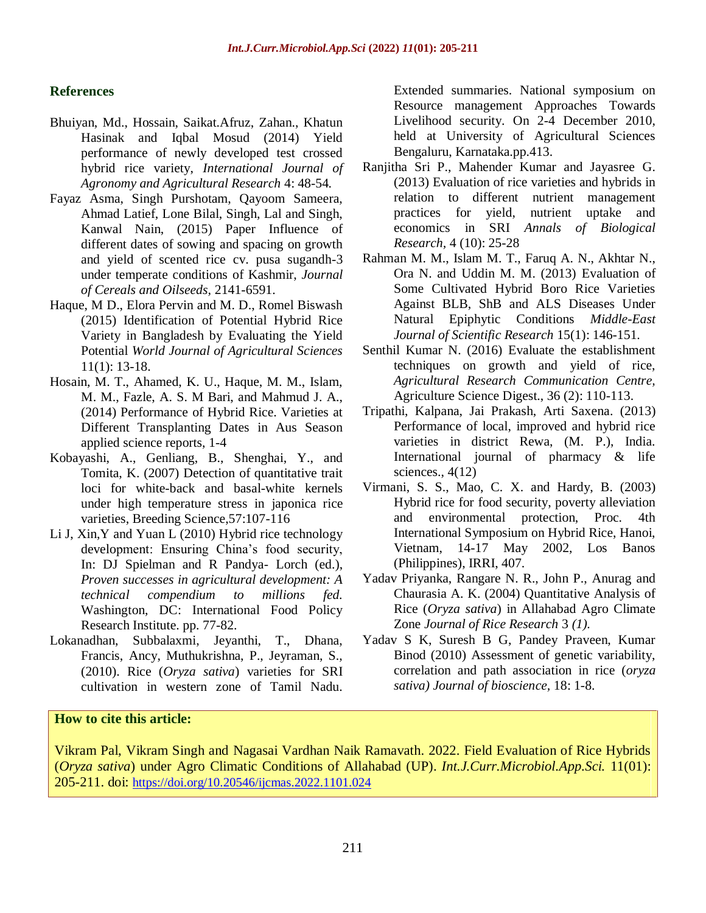## References

Bhuiyan, Md., Hossain, Saikat.Afruz, Zahan., Khatun Hasinak and Iqbal Mosud (2014) Yield performance of newly developed test crossed hybrid rice variety, *International Journal of Agronomy and Agricultural Research* 4: 48-54.

Fayaz Asma, Singh Purshotam, Qayoom Sameera, Ahmad Latief, Lone Bilal, Singh, Lal and Singh, Kanwal Nain, (2015) Paper Influence of different dates of sowing and spacing on growth and yield of scented rice cv. pusa sugandh-3 under temperate conditions of Kashmir, *Journal of Cereals and Oilseeds*, 2141-6591.

Haque, M D., Elora Pervin and M. D., Romel Biswash (2015) Identification of Potential Hybrid Rice Variety in Bangladesh by Evaluating the Yield Potential *World Journal of Agricultural Sciences* 11(1): 13-18.

Hosain, M. T., Ahamed, K. U., Haque, M. M., Islam, M. M., Fazle, A. S. M Bari, and Mahmud J. A., (2014) Performance of Hybrid Rice. Varieties at Different Transplanting Dates in Aus Season applied science reports, 1-4

Kobayashi, A., Genliang, B., Shenghai, Y., and Tomita, K. (2007) Detection of quantitative trait loci for white-back and basal-white kernels under high temperature stress in japonica rice varieties, Breeding Science,57:107-116

Li J, Xin,Y and Yuan L (2010) Hybrid rice technology development: Ensuring China's food security, In: DJ Spielman and R Pandya- Lorch (ed.), *Proven successes in agricultural development: A technical compendium to millions fed.* Washington, DC: International Food Policy Research Institute. pp. 77-82.

Lokanadhan, Subbalaxmi, Jeyanthi, T., Dhana, Francis, Ancy, Muthukrishna, P., Jeyraman, S., (2010). Rice (*Oryza sativa*) varieties for SRI cultivation in western zone of Tamil Nadu. Extended summaries. National symposium on Resource management Approaches Towards Livelihood security. On 2-4 December 2010, held at University of Agricultural Sciences Bengaluru, Karnataka.pp.413.

Ranjitha Sri P., Mahender Kumar and Jayasree G. (2013) Evaluation of rice varieties and hybrids in relation to different nutrient management practices for yield, nutrient uptake and economics in SRI *Annals of Biological Research*, 4 (10): 25-28

Rahman M. M., Islam M. T., Faruq A. N., Akhtar N., Ora N. and Uddin M. M. (2013) Evaluation of Some Cultivated Hybrid Boro Rice Varieties Against BLB, ShB and ALS Diseases Under Natural Epiphytic Conditions *Middle-East Journal of Scientific Research* 15(1): 146-151.

Senthil Kumar N. (2016) Evaluate the establishment techniques on growth and yield of rice, *Agricultural Research Communication Centre*, Agriculture Science Digest., 36 (2): 110-113.

Tripathi, Kalpana, Jai Prakash, Arti Saxena. (2013) Performance of local, improved and hybrid rice varieties in district Rewa, (M. P.), India. International journal of pharmacy & life sciences., 4(12)

Virmani, S. S., Mao, C. X. and Hardy, B. (2003) Hybrid rice for food security, poverty alleviation and environmental protection, Proc. 4th International Symposium on Hybrid Rice, Hanoi, Vietnam, 14-17 May 2002, Los Banos (Philippines), IRRI, 407.

Yadav Priyanka, Rangare N. R., John P., Anurag and Chaurasia A. K. (2004) Quantitative Analysis of Rice (*Oryza sativa*) in Allahabad Agro Climate Zone *Journal of Rice Research* 3 *(1).*

Yadav S K, Suresh B G, Pandey Praveen, Kumar Binod (2010) Assessment of genetic variability, correlation and path association in rice (*oryza sativa) Journal of bioscience*, 18: 1-8.

**How to cite this article:**

Vikram Pal, Vikram Singh and Nagasai Vardhan Naik Ramavath. 2022. Field Evaluation of Rice Hybrids (*Oryza sativa*) under Agro Climatic Conditions of Allahabad (UP). *Int.J.Curr.Microbiol.App.Sci.* 11(01): 205-211. doi: https://doi.org/10.20546/ijcmas.2022.1101.024